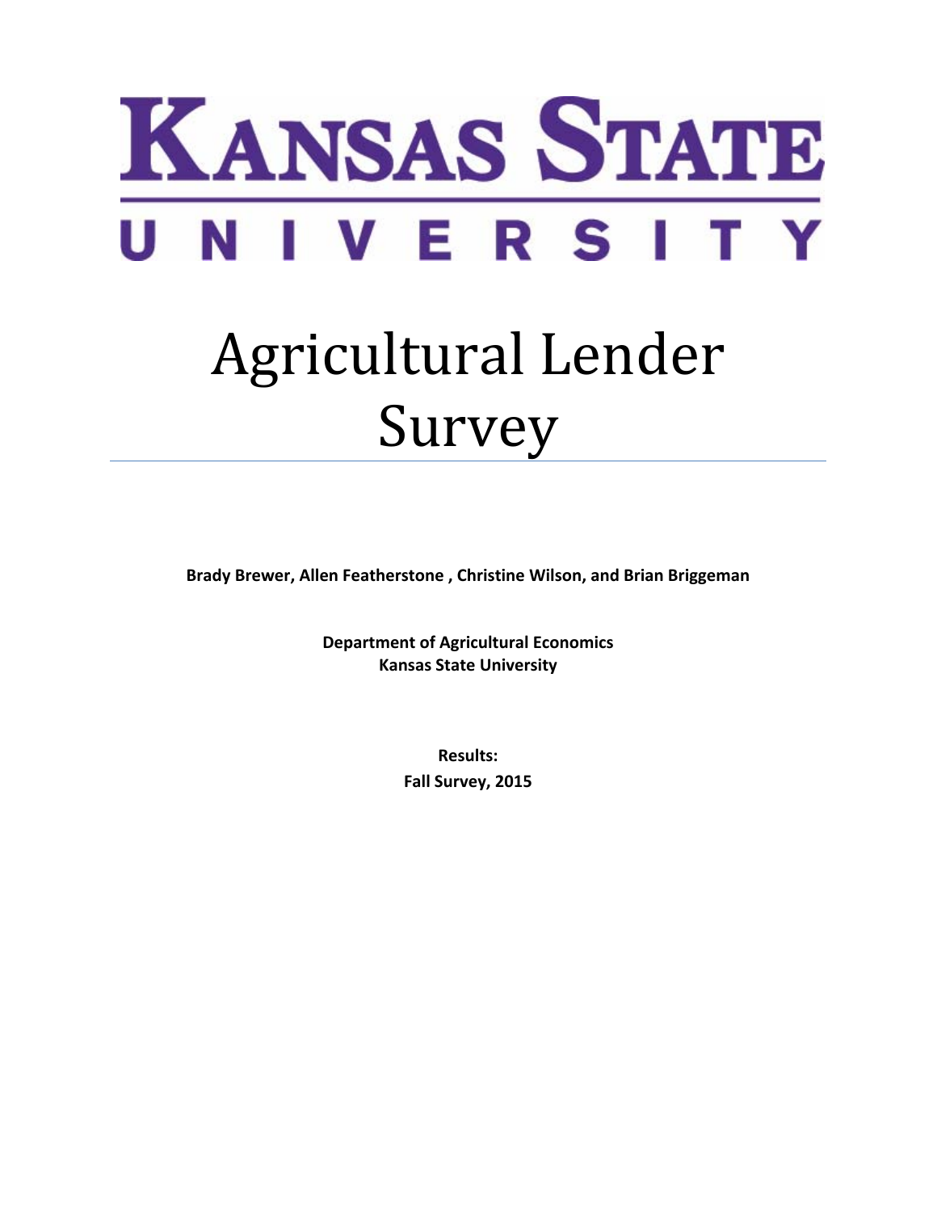# KANSAS STATE UNIVERSITY

# Agricultural Lender Survey

**Brady Brewer, Allen Featherstone , Christine Wilson, and Brian Briggeman**

**Department of Agricultural Economics**
**Kansas State University**

**Results:**
**Fall Survey, 2015**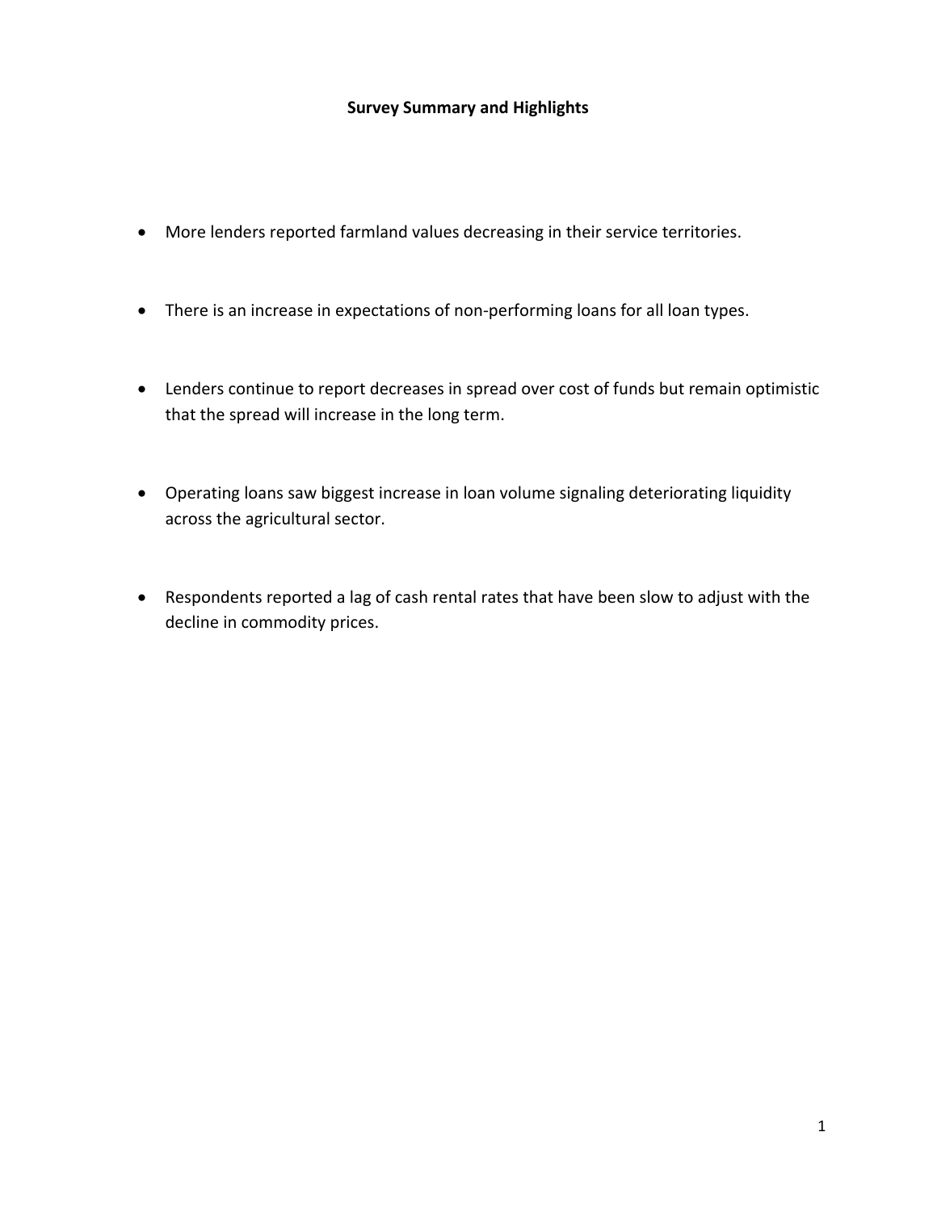## Survey Summary and Highlights

- More lenders reported farmland values decreasing in their service territories.
- There is an increase in expectations of non-performing loans for all loan types.
- Lenders continue to report decreases in spread over cost of funds but remain optimistic that the spread will increase in the long term.
- Operating loans saw biggest increase in loan volume signaling deteriorating liquidity across the agricultural sector.
- Respondents reported a lag of cash rental rates that have been slow to adjust with the decline in commodity prices.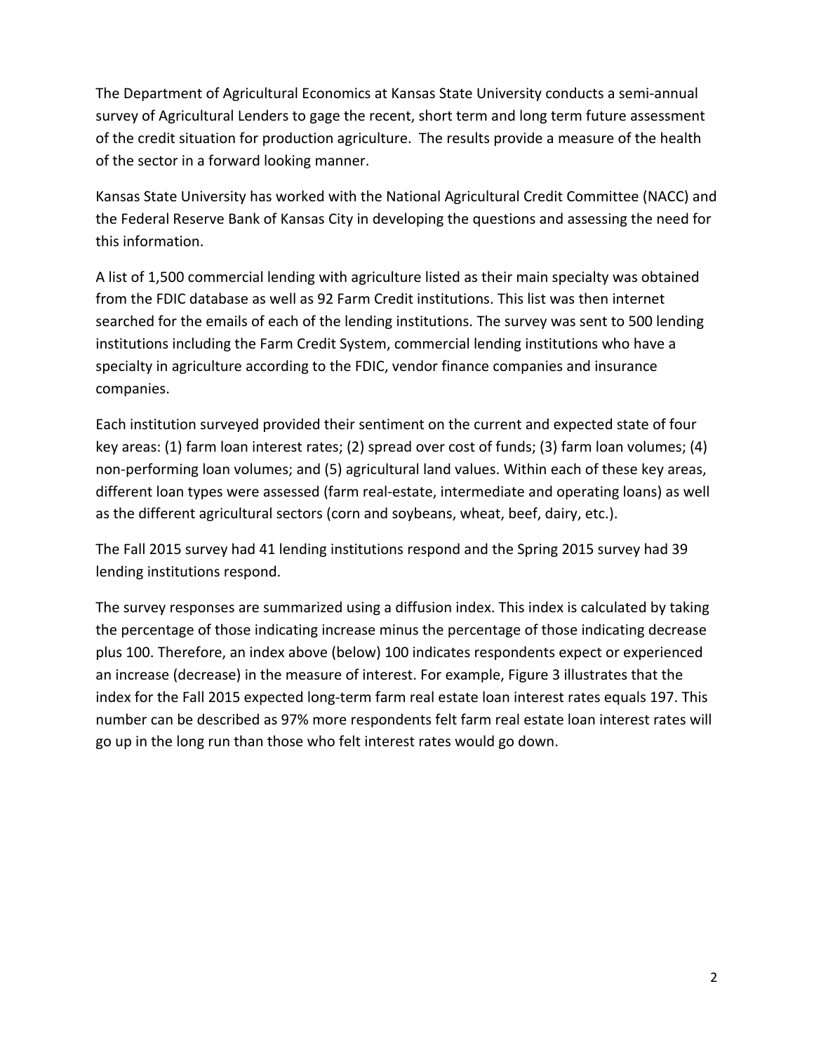The Department of Agricultural Economics at Kansas State University conducts a semi-annual survey of Agricultural Lenders to gage the recent, short term and long term future assessment of the credit situation for production agriculture. The results provide a measure of the health of the sector in a forward looking manner.

Kansas State University has worked with the National Agricultural Credit Committee (NACC) and the Federal Reserve Bank of Kansas City in developing the questions and assessing the need for this information.

A list of 1,500 commercial lending with agriculture listed as their main specialty was obtained from the FDIC database as well as 92 Farm Credit institutions. This list was then internet searched for the emails of each of the lending institutions. The survey was sent to 500 lending institutions including the Farm Credit System, commercial lending institutions who have a specialty in agriculture according to the FDIC, vendor finance companies and insurance companies.

Each institution surveyed provided their sentiment on the current and expected state of four key areas: (1) farm loan interest rates; (2) spread over cost of funds; (3) farm loan volumes; (4) non-performing loan volumes; and (5) agricultural land values. Within each of these key areas, different loan types were assessed (farm real-estate, intermediate and operating loans) as well as the different agricultural sectors (corn and soybeans, wheat, beef, dairy, etc.).

The Fall 2015 survey had 41 lending institutions respond and the Spring 2015 survey had 39 lending institutions respond.

The survey responses are summarized using a diffusion index. This index is calculated by taking the percentage of those indicating increase minus the percentage of those indicating decrease plus 100. Therefore, an index above (below) 100 indicates respondents expect or experienced an increase (decrease) in the measure of interest. For example, Figure 3 illustrates that the index for the Fall 2015 expected long-term farm real estate loan interest rates equals 197. This number can be described as 97% more respondents felt farm real estate loan interest rates will go up in the long run than those who felt interest rates would go down.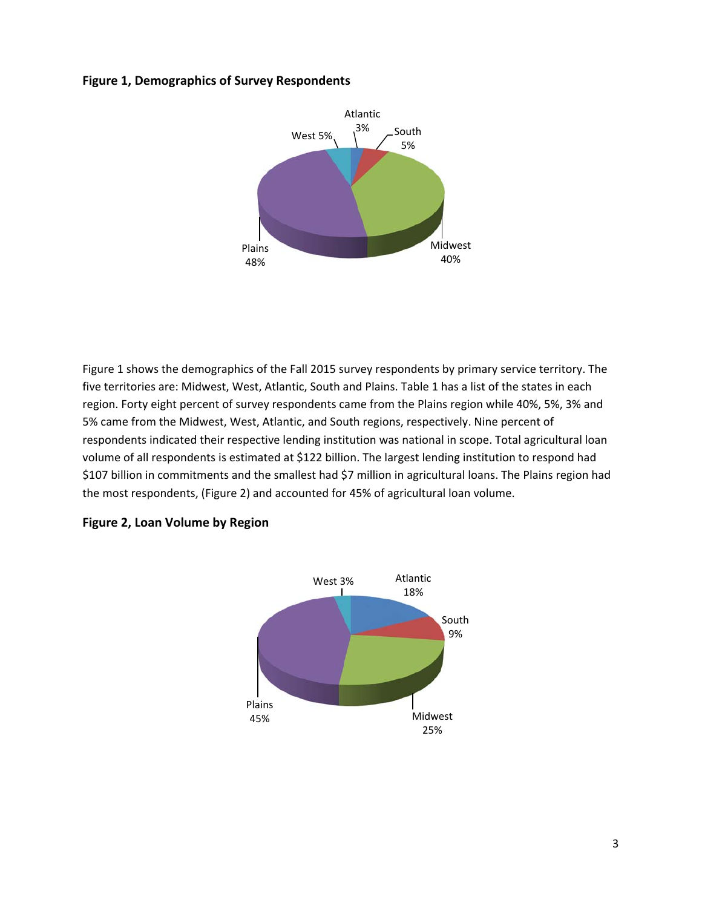**Figure 1, Demographics of Survey Respondents**

Figure 1 shows the demographics of the Fall 2015 survey respondents by primary service territory. The five territories are: Midwest, West, Atlantic, South and Plains. Table 1 has a list of the states in each region. Forty eight percent of survey respondents came from the Plains region while 40%, 5%, 3% and 5% came from the Midwest, West, Atlantic, and South regions, respectively. Nine percent of respondents indicated their respective lending institution was national in scope. Total agricultural loan volume of all respondents is estimated at $122 billion. The largest lending institution to respond had $107 billion in commitments and the smallest had $7 million in agricultural loans. The Plains region had the most respondents, (Figure 2) and accounted for 45% of agricultural loan volume.

**Figure 2, Loan Volume by Region**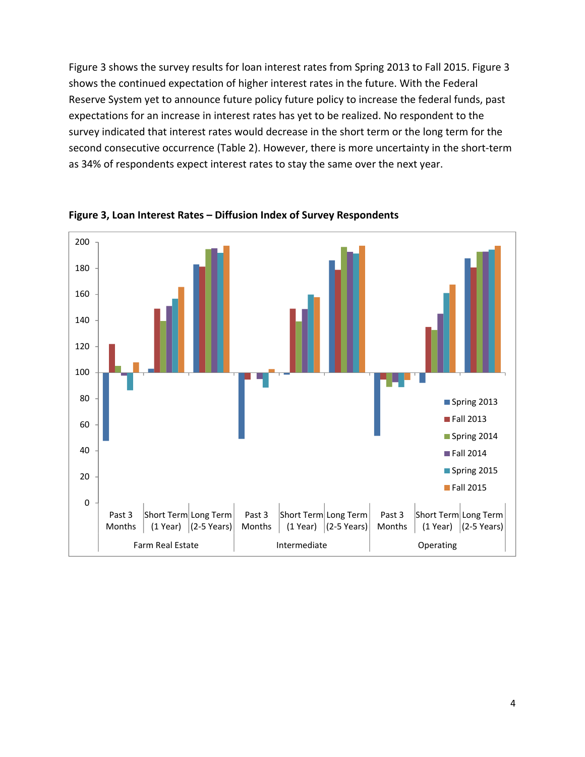Figure 3 shows the survey results for loan interest rates from Spring 2013 to Fall 2015. Figure 3 shows the continued expectation of higher interest rates in the future. With the Federal Reserve System yet to announce future policy future policy to increase the federal funds, past expectations for an increase in interest rates has yet to be realized. No respondent to the survey indicated that interest rates would decrease in the short term or the long term for the second consecutive occurrence (Table 2). However, there is more uncertainty in the short-term as 34% of respondents expect interest rates to stay the same over the next year.

**Figure 3, Loan Interest Rates – Diffusion Index of Survey Respondents**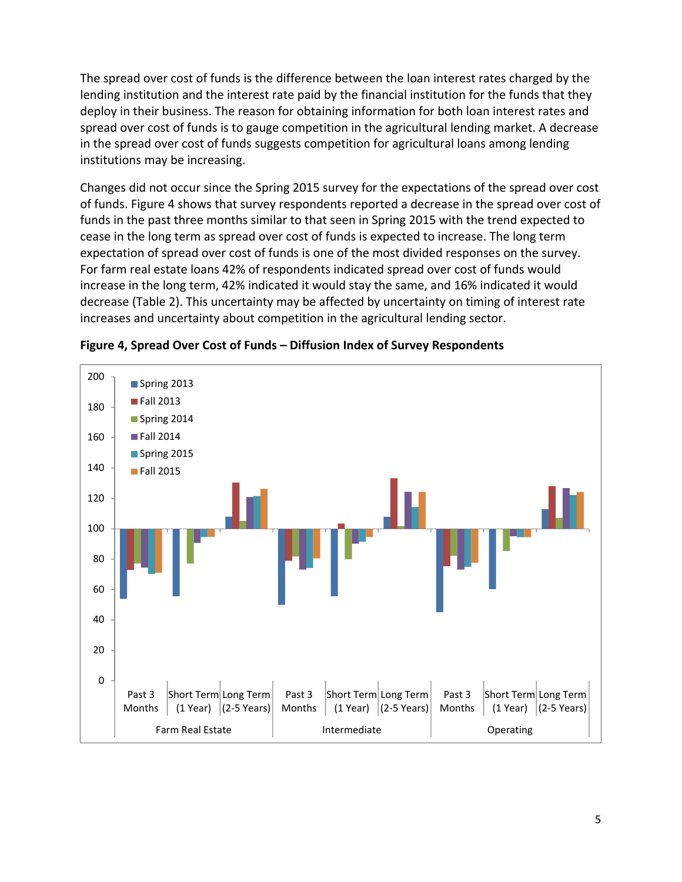The spread over cost of funds is the difference between the loan interest rates charged by the lending institution and the interest rate paid by the financial institution for the funds that they deploy in their business. The reason for obtaining information for both loan interest rates and spread over cost of funds is to gauge competition in the agricultural lending market. A decrease in the spread over cost of funds suggests competition for agricultural loans among lending institutions may be increasing.

Changes did not occur since the Spring 2015 survey for the expectations of the spread over cost of funds. Figure 4 shows that survey respondents reported a decrease in the spread over cost of funds in the past three months similar to that seen in Spring 2015 with the trend expected to cease in the long term as spread over cost of funds is expected to increase. The long term expectation of spread over cost of funds is one of the most divided responses on the survey. For farm real estate loans 42% of respondents indicated spread over cost of funds would increase in the long term, 42% indicated it would stay the same, and 16% indicated it would decrease (Table 2). This uncertainty may be affected by uncertainty on timing of interest rate increases and uncertainty about competition in the agricultural lending sector.

**Figure 4, Spread Over Cost of Funds – Diffusion Index of Survey Respondents**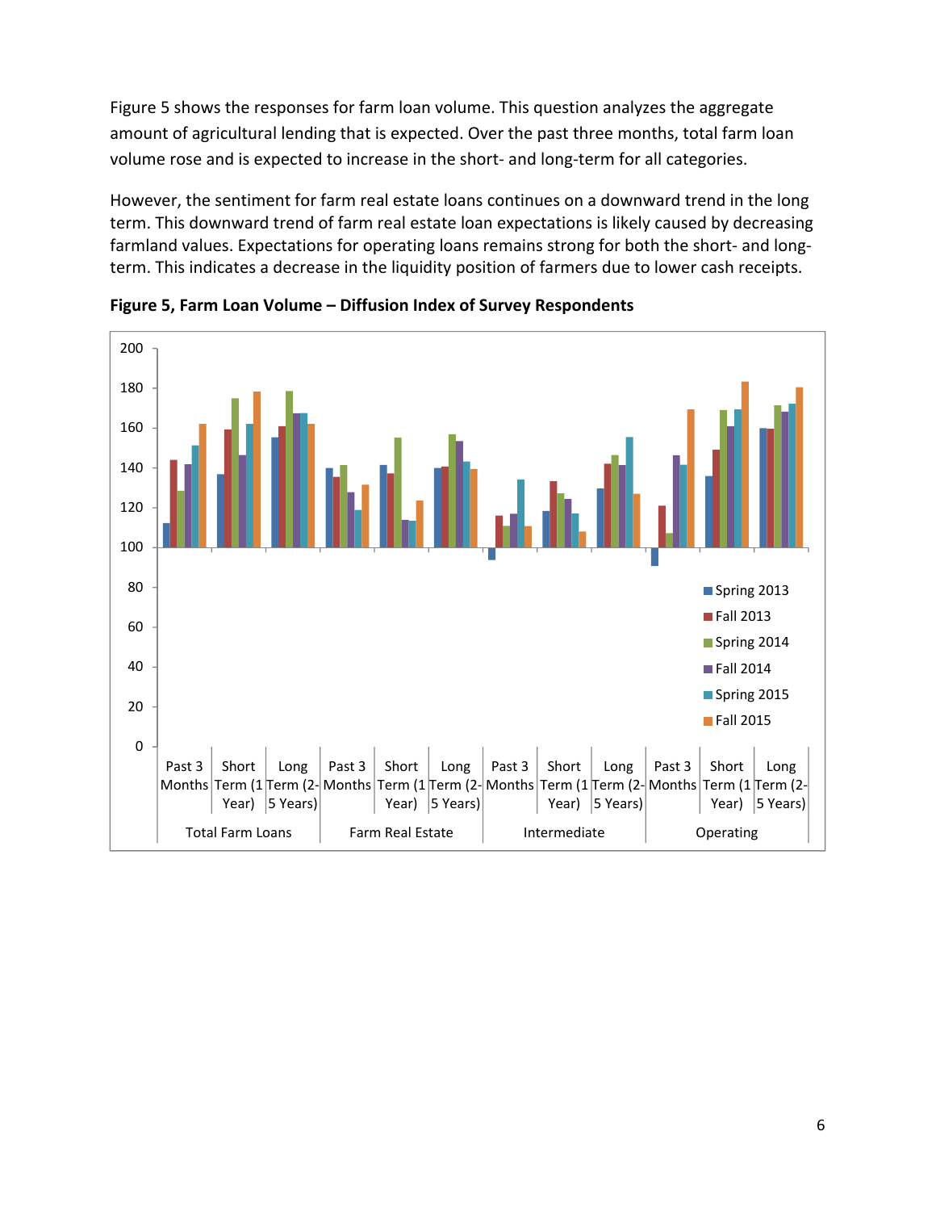Figure 5 shows the responses for farm loan volume. This question analyzes the aggregate amount of agricultural lending that is expected. Over the past three months, total farm loan volume rose and is expected to increase in the short- and long-term for all categories.

However, the sentiment for farm real estate loans continues on a downward trend in the long term. This downward trend of farm real estate loan expectations is likely caused by decreasing farmland values. Expectations for operating loans remains strong for both the short- and long-term. This indicates a decrease in the liquidity position of farmers due to lower cash receipts.

**Figure 5, Farm Loan Volume – Diffusion Index of Survey Respondents**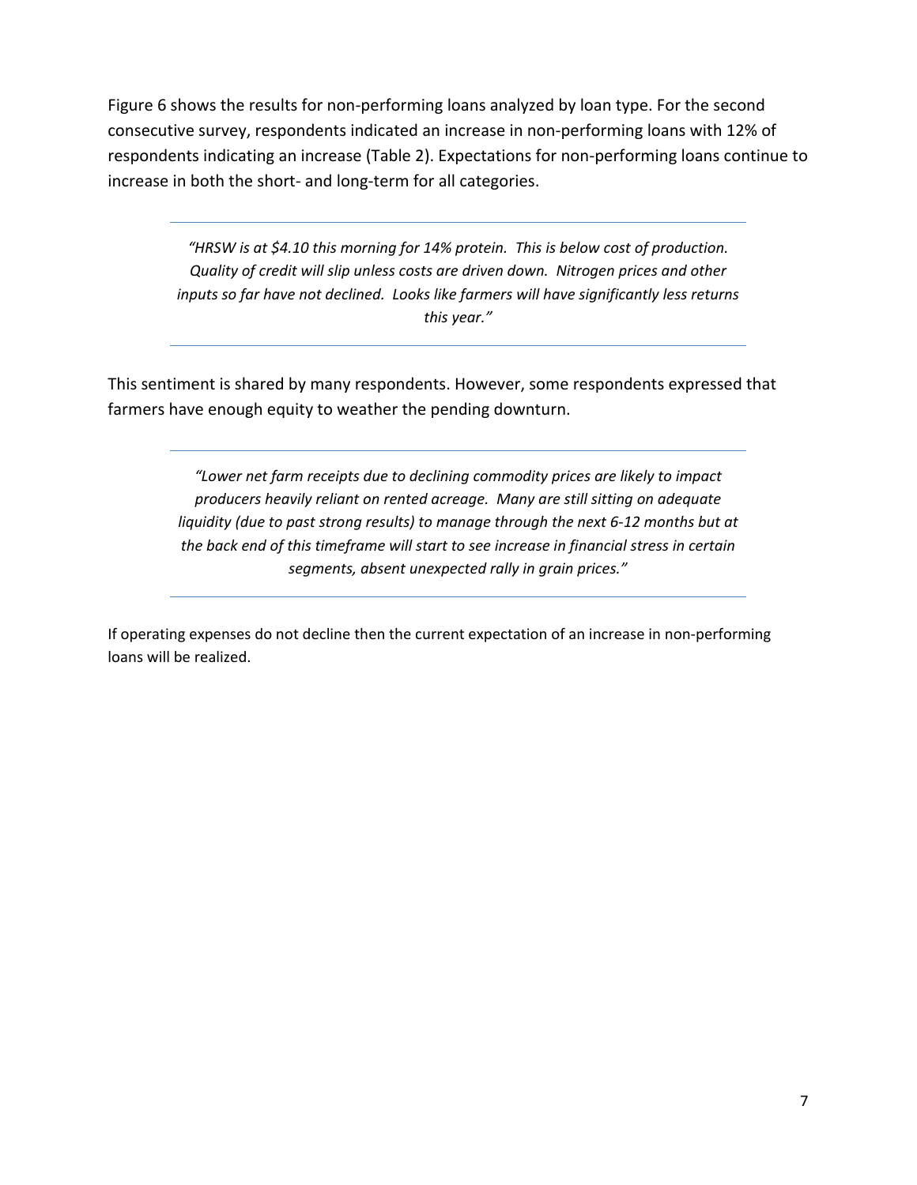Figure 6 shows the results for non-performing loans analyzed by loan type. For the second consecutive survey, respondents indicated an increase in non-performing loans with 12% of respondents indicating an increase (Table 2). Expectations for non-performing loans continue to increase in both the short- and long-term for all categories.

---

> *"HRSW is at $4.10 this morning for 14% protein. This is below cost of production. Quality of credit will slip unless costs are driven down. Nitrogen prices and other inputs so far have not declined. Looks like farmers will have significantly less returns this year."*

---

This sentiment is shared by many respondents. However, some respondents expressed that farmers have enough equity to weather the pending downturn.

---

> *"Lower net farm receipts due to declining commodity prices are likely to impact producers heavily reliant on rented acreage. Many are still sitting on adequate liquidity (due to past strong results) to manage through the next 6-12 months but at the back end of this timeframe will start to see increase in financial stress in certain segments, absent unexpected rally in grain prices."*

---

If operating expenses do not decline then the current expectation of an increase in non-performing loans will be realized.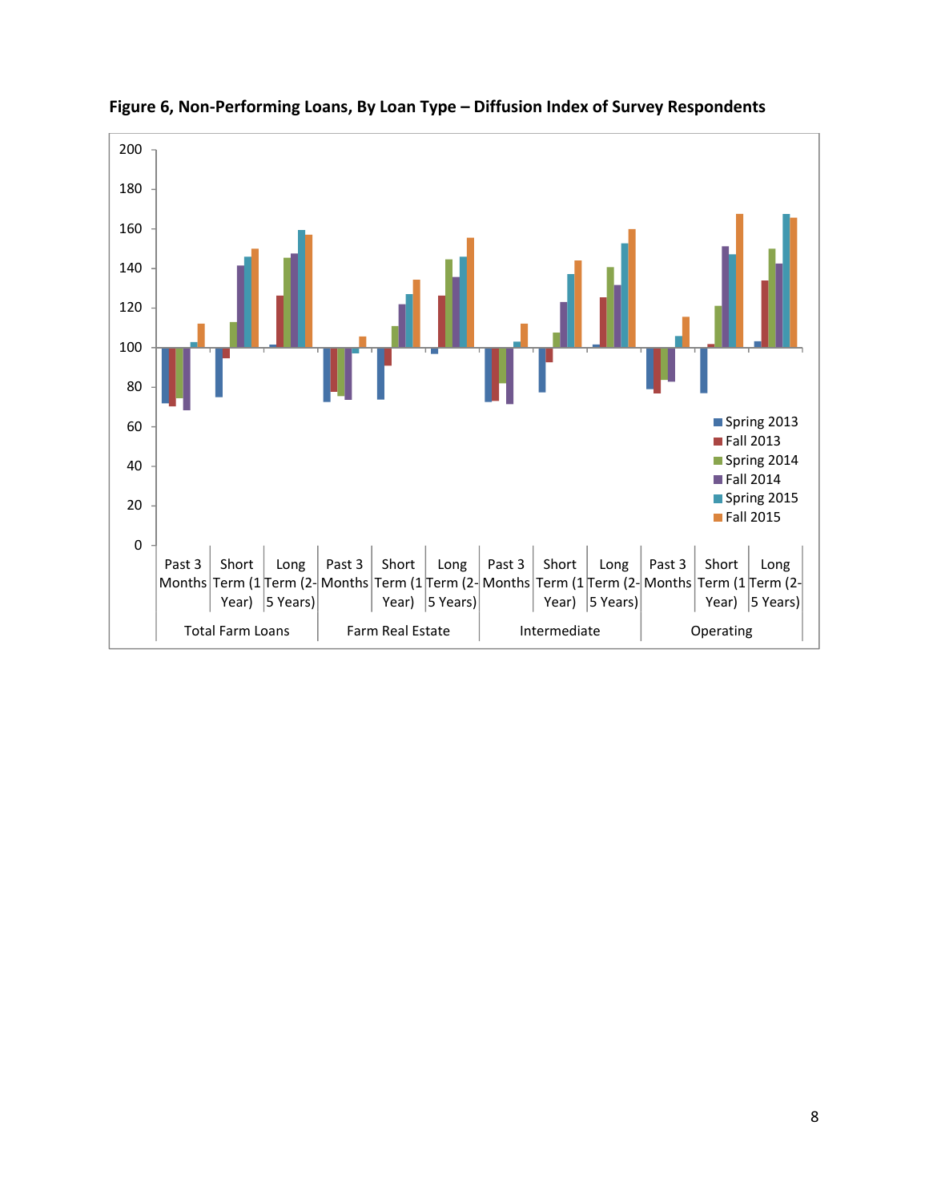**Figure 6, Non-Performing Loans, By Loan Type – Diffusion Index of Survey Respondents**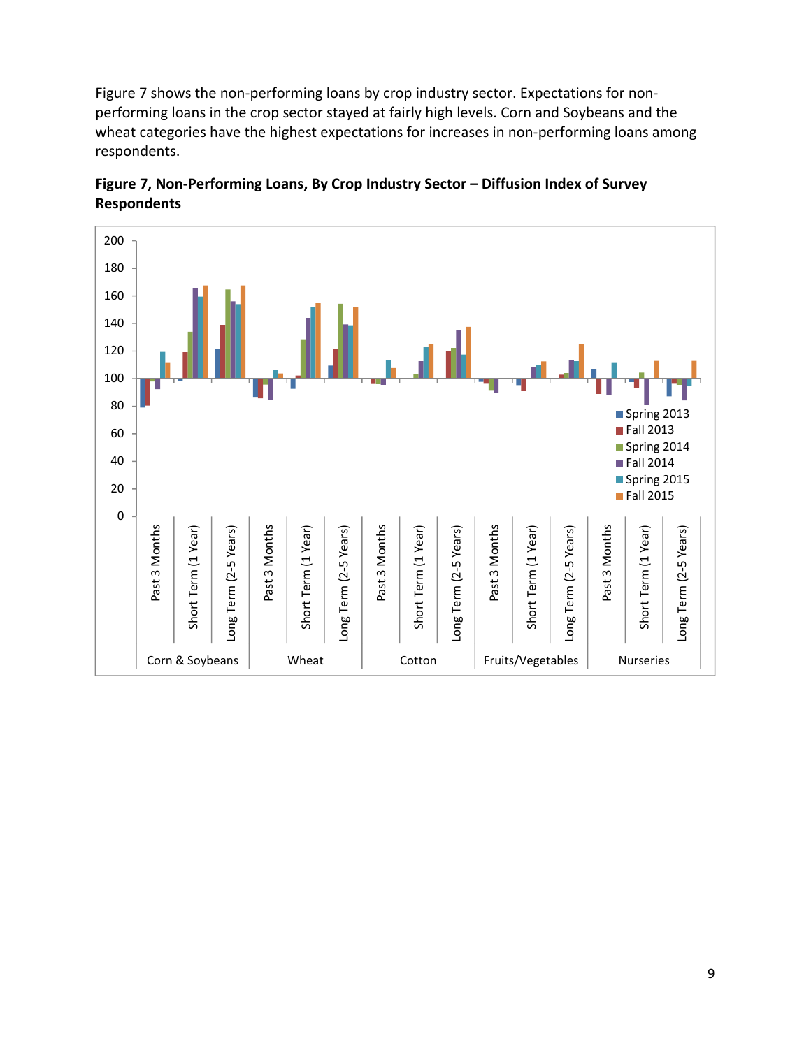Figure 7 shows the non-performing loans by crop industry sector. Expectations for non-performing loans in the crop sector stayed at fairly high levels. Corn and Soybeans and the wheat categories have the highest expectations for increases in non-performing loans among respondents.

**Figure 7, Non-Performing Loans, By Crop Industry Sector – Diffusion Index of Survey Respondents**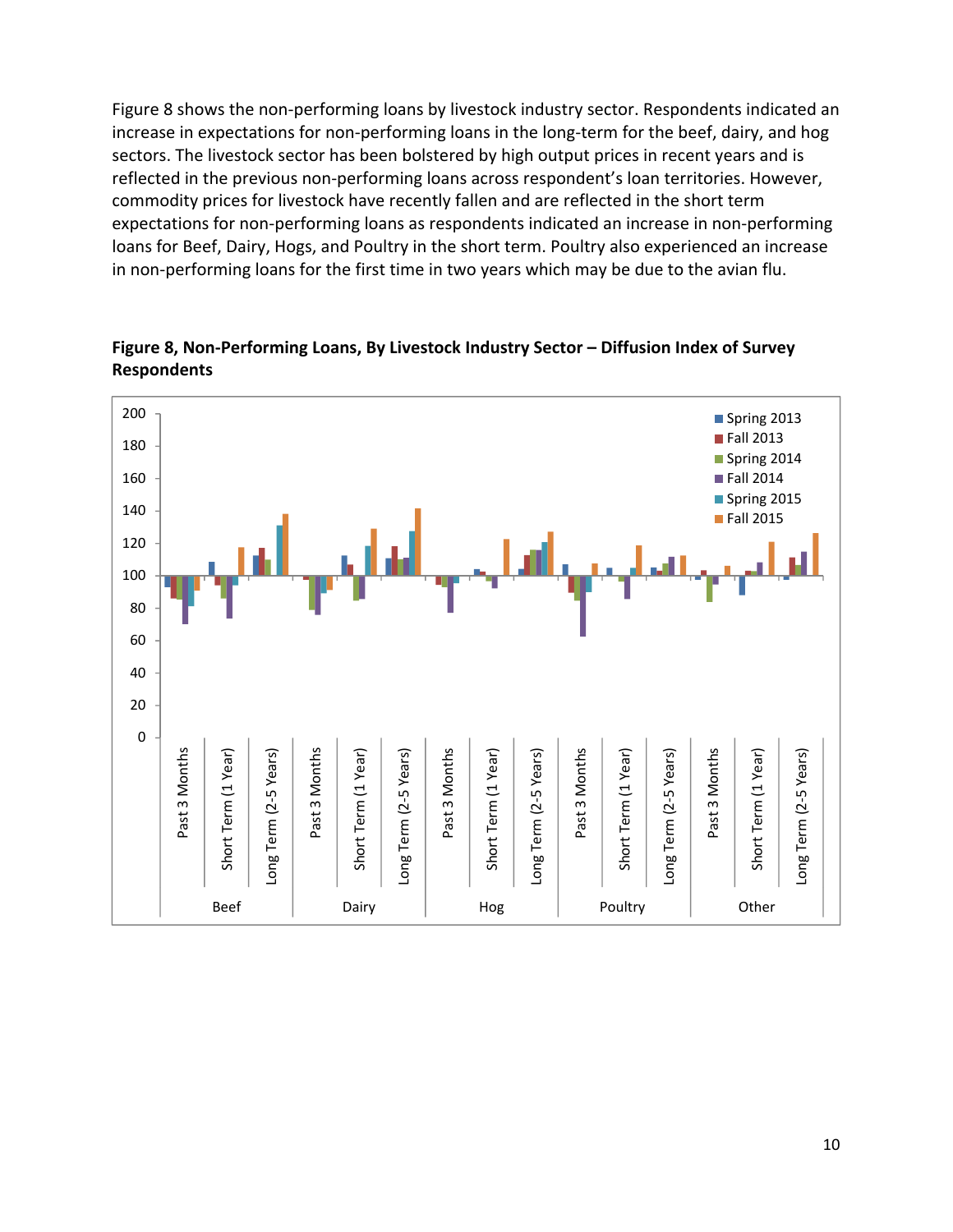Figure 8 shows the non-performing loans by livestock industry sector. Respondents indicated an increase in expectations for non-performing loans in the long-term for the beef, dairy, and hog sectors. The livestock sector has been bolstered by high output prices in recent years and is reflected in the previous non-performing loans across respondent's loan territories. However, commodity prices for livestock have recently fallen and are reflected in the short term expectations for non-performing loans as respondents indicated an increase in non-performing loans for Beef, Dairy, Hogs, and Poultry in the short term. Poultry also experienced an increase in non-performing loans for the first time in two years which may be due to the avian flu.

**Figure 8, Non-Performing Loans, By Livestock Industry Sector – Diffusion Index of Survey Respondents**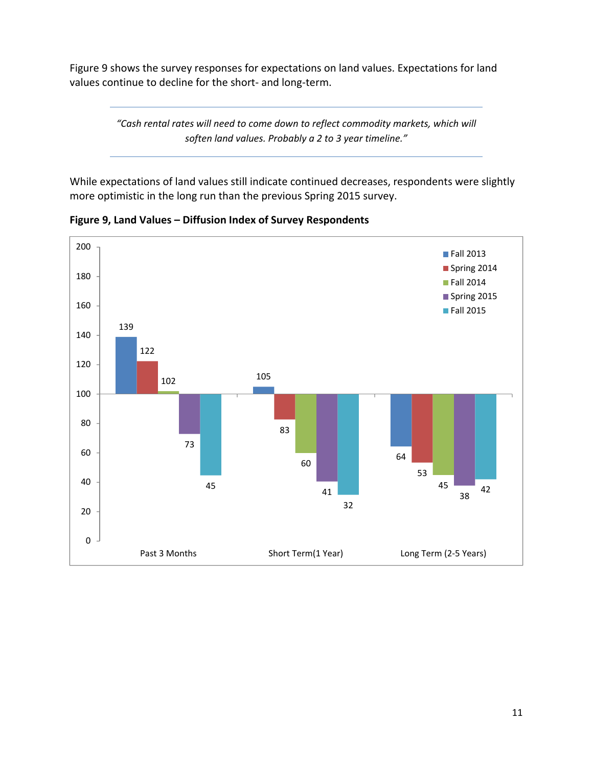Figure 9 shows the survey responses for expectations on land values. Expectations for land values continue to decline for the short- and long-term.

---

*"Cash rental rates will need to come down to reflect commodity markets, which will soften land values. Probably a 2 to 3 year timeline."*

---

While expectations of land values still indicate continued decreases, respondents were slightly more optimistic in the long run than the previous Spring 2015 survey.

**Figure 9, Land Values – Diffusion Index of Survey Respondents**

| | Fall 2013 | Spring 2014 | Fall 2014 | Spring 2015 | Fall 2015 |
|---|---|---|---|---|---|
| Past 3 Months | 139 | 122 | 102 | 73 | 45 |
| Short Term(1 Year) | 105 | 83 | 60 | 41 | 32 |
| Long Term (2-5 Years) | 64 | 53 | 45 | 38 | 42 |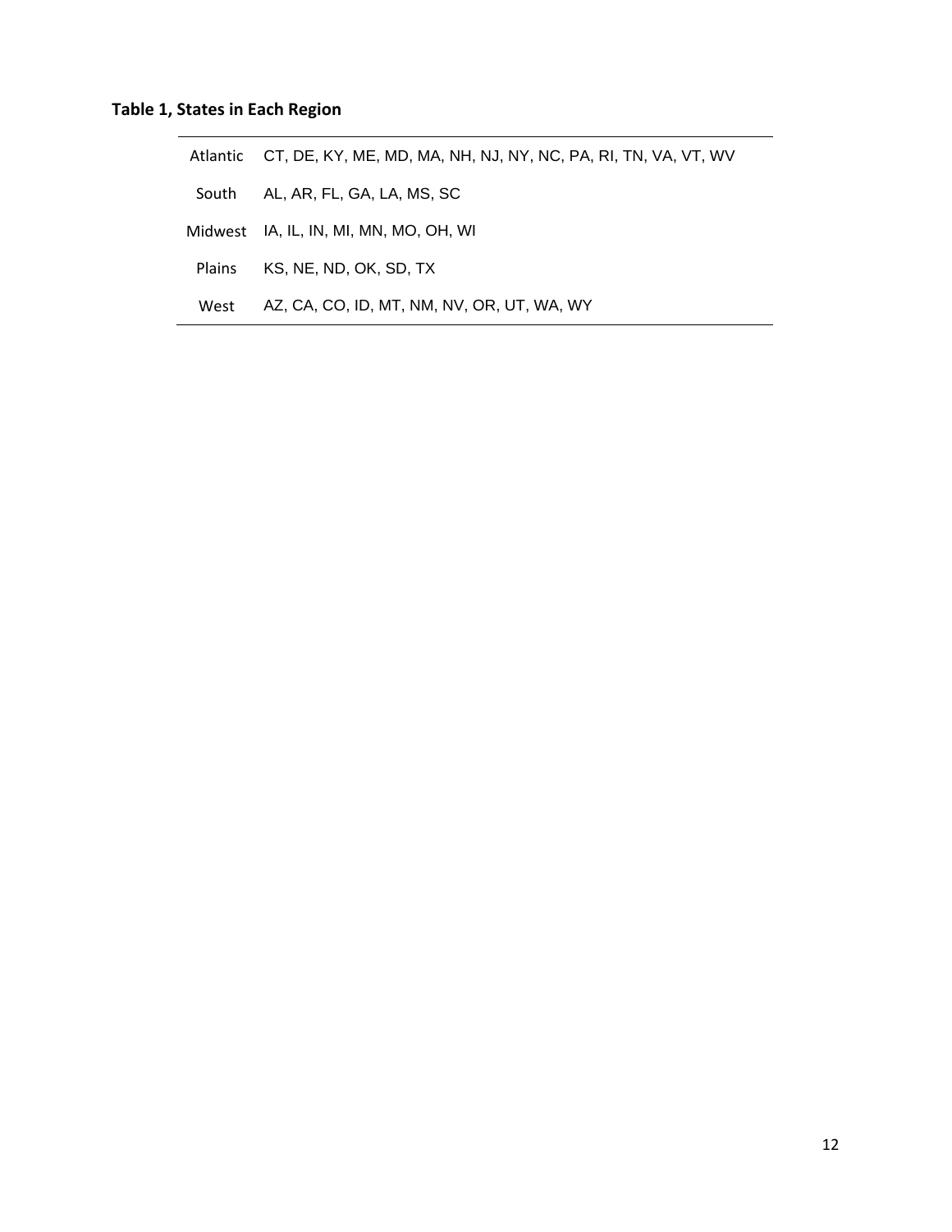**Table 1, States in Each Region**

| Region | States |
|---|---|
| Atlantic | CT, DE, KY, ME, MD, MA, NH, NJ, NY, NC, PA, RI, TN, VA, VT, WV |
| South | AL, AR, FL, GA, LA, MS, SC |
| Midwest | IA, IL, IN, MI, MN, MO, OH, WI |
| Plains | KS, NE, ND, OK, SD, TX |
| West | AZ, CA, CO, ID, MT, NM, NV, OR, UT, WA, WY |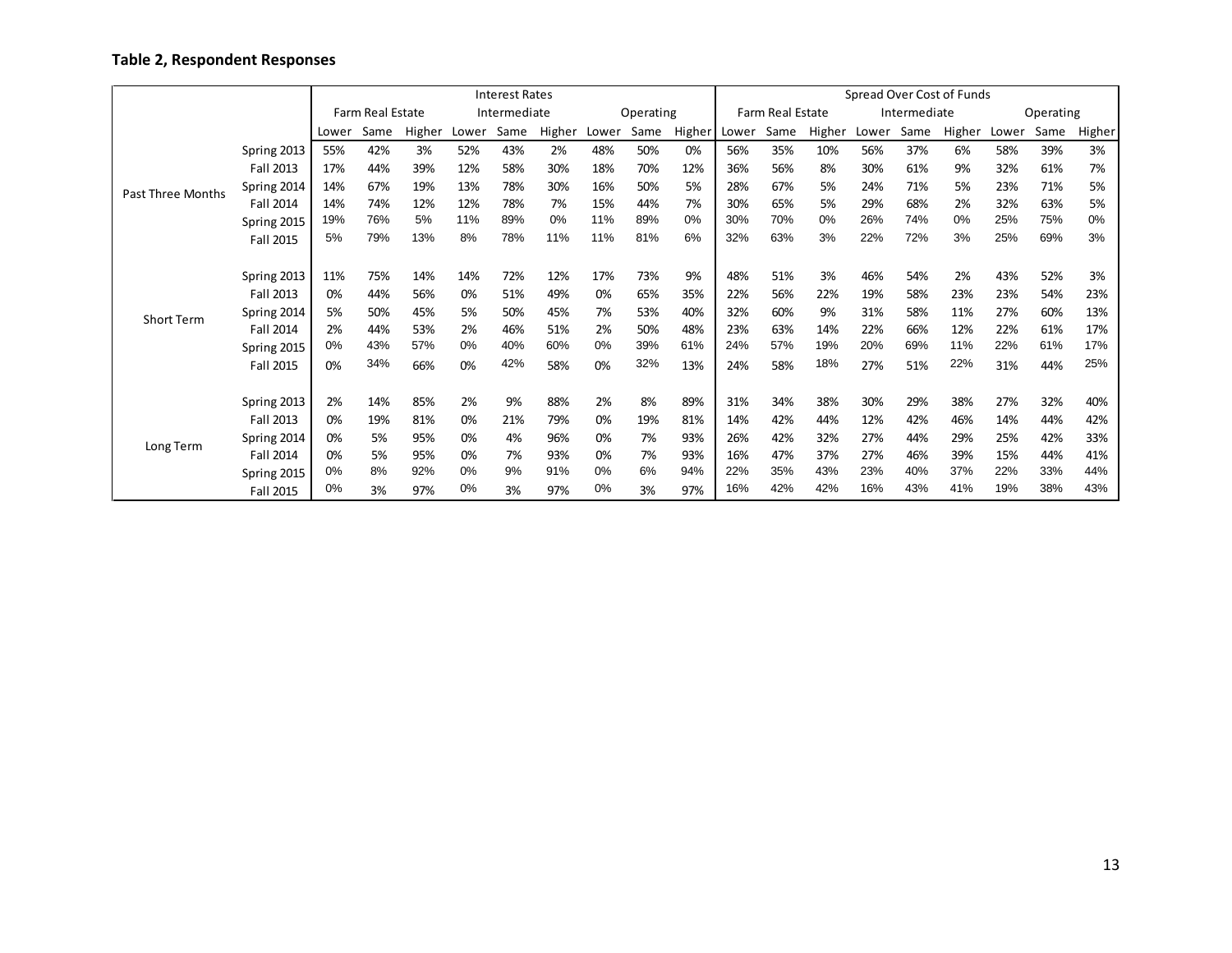**Table 2, Respondent Responses**

| | | Interest Rates | | | | | | | | | Spread Over Cost of Funds | | | | | | | | |
|---|---|---|---|---|---|---|---|---|---|---|---|---|---|---|---|---|---|---|---|
| | | Farm Real Estate | | | Intermediate | | | Operating | | | Farm Real Estate | | | Intermediate | | | Operating | | |
| | | Lower | Same | Higher | Lower | Same | Higher | Lower | Same | Higher | Lower | Same | Higher | Lower | Same | Higher | Lower | Same | Higher |
| Past Three Months | Spring 2013 | 55% | 42% | 3% | 52% | 43% | 2% | 48% | 50% | 0% | 56% | 35% | 10% | 56% | 37% | 6% | 58% | 39% | 3% |
| | Fall 2013 | 17% | 44% | 39% | 12% | 58% | 30% | 18% | 70% | 12% | 36% | 56% | 8% | 30% | 61% | 9% | 32% | 61% | 7% |
| | Spring 2014 | 14% | 67% | 19% | 13% | 78% | 30% | 16% | 50% | 5% | 28% | 67% | 5% | 24% | 71% | 5% | 23% | 71% | 5% |
| | Fall 2014 | 14% | 74% | 12% | 12% | 78% | 7% | 15% | 44% | 7% | 30% | 65% | 5% | 29% | 68% | 2% | 32% | 63% | 5% |
| | Spring 2015 | 19% | 76% | 5% | 11% | 89% | 0% | 11% | 89% | 0% | 30% | 70% | 0% | 26% | 74% | 0% | 25% | 75% | 0% |
| | Fall 2015 | 5% | 79% | 13% | 8% | 78% | 11% | 11% | 81% | 6% | 32% | 63% | 3% | 22% | 72% | 3% | 25% | 69% | 3% |
| Short Term | Spring 2013 | 11% | 75% | 14% | 14% | 72% | 12% | 17% | 73% | 9% | 48% | 51% | 3% | 46% | 54% | 2% | 43% | 52% | 3% |
| | Fall 2013 | 0% | 44% | 56% | 0% | 51% | 49% | 0% | 65% | 35% | 22% | 56% | 22% | 19% | 58% | 23% | 23% | 54% | 23% |
| | Spring 2014 | 5% | 50% | 45% | 5% | 50% | 45% | 7% | 53% | 40% | 32% | 60% | 9% | 31% | 58% | 11% | 27% | 60% | 13% |
| | Fall 2014 | 2% | 44% | 53% | 2% | 46% | 51% | 2% | 50% | 48% | 23% | 63% | 14% | 22% | 66% | 12% | 22% | 61% | 17% |
| | Spring 2015 | 0% | 43% | 57% | 0% | 40% | 60% | 0% | 39% | 61% | 24% | 57% | 19% | 20% | 69% | 11% | 22% | 61% | 17% |
| | Fall 2015 | 0% | 34% | 66% | 0% | 42% | 58% | 0% | 32% | 13% | 24% | 58% | 18% | 27% | 51% | 22% | 31% | 44% | 25% |
| Long Term | Spring 2013 | 2% | 14% | 85% | 2% | 9% | 88% | 2% | 8% | 89% | 31% | 34% | 38% | 30% | 29% | 38% | 27% | 32% | 40% |
| | Fall 2013 | 0% | 19% | 81% | 0% | 21% | 79% | 0% | 19% | 81% | 14% | 42% | 44% | 12% | 42% | 46% | 14% | 44% | 42% |
| | Spring 2014 | 0% | 5% | 95% | 0% | 4% | 96% | 0% | 7% | 93% | 26% | 42% | 32% | 27% | 44% | 29% | 25% | 42% | 33% |
| | Fall 2014 | 0% | 5% | 95% | 0% | 7% | 93% | 0% | 7% | 93% | 16% | 47% | 37% | 27% | 46% | 39% | 15% | 44% | 41% |
| | Spring 2015 | 0% | 8% | 92% | 0% | 9% | 91% | 0% | 6% | 94% | 22% | 35% | 43% | 23% | 40% | 37% | 22% | 33% | 44% |
| | Fall 2015 | 0% | 3% | 97% | 0% | 3% | 97% | 0% | 3% | 97% | 16% | 42% | 42% | 16% | 43% | 41% | 19% | 38% | 43% |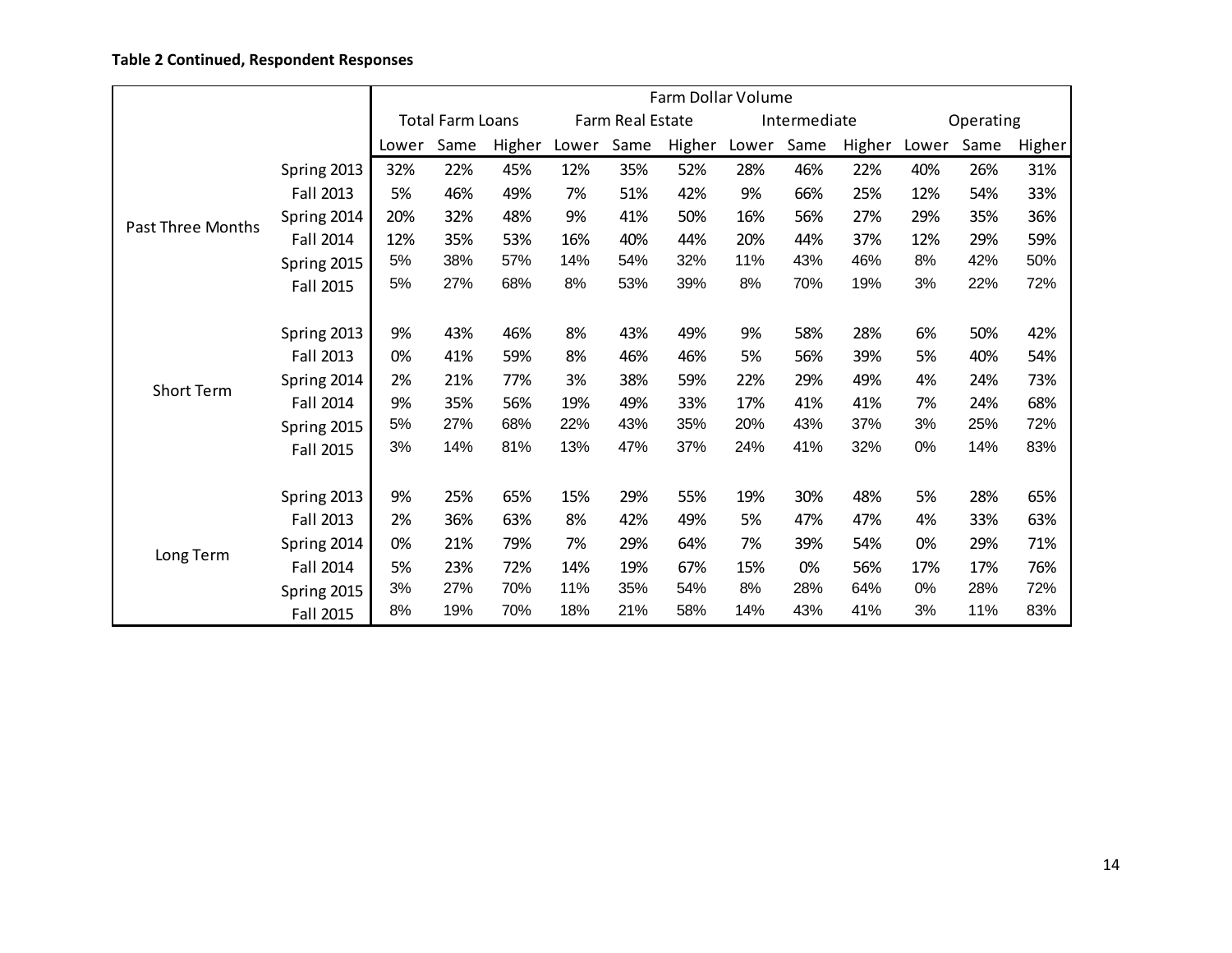**Table 2 Continued, Respondent Responses**

| | | Farm Dollar Volume | | | | | | | | | | | |
|---|---|---|---|---|---|---|---|---|---|---|---|---|---|
| | | Total Farm Loans | | | Farm Real Estate | | | Intermediate | | | Operating | | |
| | | Lower | Same | Higher | Lower | Same | Higher | Lower | Same | Higher | Lower | Same | Higher |
| Past Three Months | Spring 2013 | 32% | 22% | 45% | 12% | 35% | 52% | 28% | 46% | 22% | 40% | 26% | 31% |
| | Fall 2013 | 5% | 46% | 49% | 7% | 51% | 42% | 9% | 66% | 25% | 12% | 54% | 33% |
| | Spring 2014 | 20% | 32% | 48% | 9% | 41% | 50% | 16% | 56% | 27% | 29% | 35% | 36% |
| | Fall 2014 | 12% | 35% | 53% | 16% | 40% | 44% | 20% | 44% | 37% | 12% | 29% | 59% |
| | Spring 2015 | 5% | 38% | 57% | 14% | 54% | 32% | 11% | 43% | 46% | 8% | 42% | 50% |
| | Fall 2015 | 5% | 27% | 68% | 8% | 53% | 39% | 8% | 70% | 19% | 3% | 22% | 72% |
| Short Term | Spring 2013 | 9% | 43% | 46% | 8% | 43% | 49% | 9% | 58% | 28% | 6% | 50% | 42% |
| | Fall 2013 | 0% | 41% | 59% | 8% | 46% | 46% | 5% | 56% | 39% | 5% | 40% | 54% |
| | Spring 2014 | 2% | 21% | 77% | 3% | 38% | 59% | 22% | 29% | 49% | 4% | 24% | 73% |
| | Fall 2014 | 9% | 35% | 56% | 19% | 49% | 33% | 17% | 41% | 41% | 7% | 24% | 68% |
| | Spring 2015 | 5% | 27% | 68% | 22% | 43% | 35% | 20% | 43% | 37% | 3% | 25% | 72% |
| | Fall 2015 | 3% | 14% | 81% | 13% | 47% | 37% | 24% | 41% | 32% | 0% | 14% | 83% |
| Long Term | Spring 2013 | 9% | 25% | 65% | 15% | 29% | 55% | 19% | 30% | 48% | 5% | 28% | 65% |
| | Fall 2013 | 2% | 36% | 63% | 8% | 42% | 49% | 5% | 47% | 47% | 4% | 33% | 63% |
| | Spring 2014 | 0% | 21% | 79% | 7% | 29% | 64% | 7% | 39% | 54% | 0% | 29% | 71% |
| | Fall 2014 | 5% | 23% | 72% | 14% | 19% | 67% | 15% | 0% | 56% | 17% | 17% | 76% |
| | Spring 2015 | 3% | 27% | 70% | 11% | 35% | 54% | 8% | 28% | 64% | 0% | 28% | 72% |
| | Fall 2015 | 8% | 19% | 70% | 18% | 21% | 58% | 14% | 43% | 41% | 3% | 11% | 83% |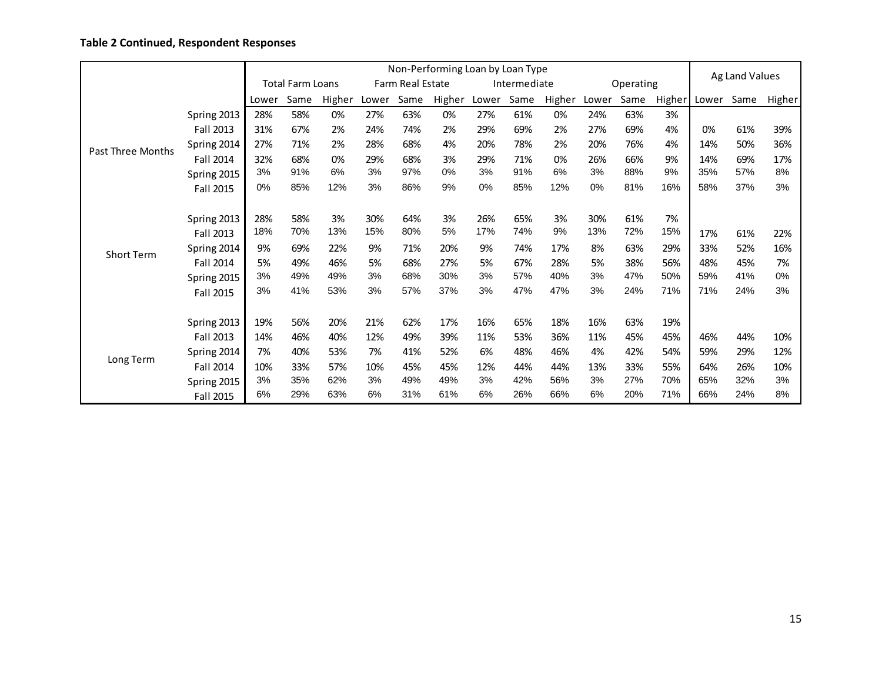**Table 2 Continued, Respondent Responses**

| | | Non-Performing Loan by Loan Type | | | | | | | | | | | | Ag Land Values | | |
|---|---|---|---|---|---|---|---|---|---|---|---|---|---|---|---|---|
| | | Total Farm Loans | | | Farm Real Estate | | | Intermediate | | | Operating | | | | | |
| | | Lower | Same | Higher | Lower | Same | Higher | Lower | Same | Higher | Lower | Same | Higher | Lower | Same | Higher |
| Past Three Months | Spring 2013 | 28% | 58% | 0% | 27% | 63% | 0% | 27% | 61% | 0% | 24% | 63% | 3% | | | |
| | Fall 2013 | 31% | 67% | 2% | 24% | 74% | 2% | 29% | 69% | 2% | 27% | 69% | 4% | 0% | 61% | 39% |
| | Spring 2014 | 27% | 71% | 2% | 28% | 68% | 4% | 20% | 78% | 2% | 20% | 76% | 4% | 14% | 50% | 36% |
| | Fall 2014 | 32% | 68% | 0% | 29% | 68% | 3% | 29% | 71% | 0% | 26% | 66% | 9% | 14% | 69% | 17% |
| | Spring 2015 | 3% | 91% | 6% | 3% | 97% | 0% | 3% | 91% | 6% | 3% | 88% | 9% | 35% | 57% | 8% |
| | Fall 2015 | 0% | 85% | 12% | 3% | 86% | 9% | 0% | 85% | 12% | 0% | 81% | 16% | 58% | 37% | 3% |
| Short Term | Spring 2013 | 28% | 58% | 3% | 30% | 64% | 3% | 26% | 65% | 3% | 30% | 61% | 7% | | | |
| | Fall 2013 | 18% | 70% | 13% | 15% | 80% | 5% | 17% | 74% | 9% | 13% | 72% | 15% | 17% | 61% | 22% |
| | Spring 2014 | 9% | 69% | 22% | 9% | 71% | 20% | 9% | 74% | 17% | 8% | 63% | 29% | 33% | 52% | 16% |
| | Fall 2014 | 5% | 49% | 46% | 5% | 68% | 27% | 5% | 67% | 28% | 5% | 38% | 56% | 48% | 45% | 7% |
| | Spring 2015 | 3% | 49% | 49% | 3% | 68% | 30% | 3% | 57% | 40% | 3% | 47% | 50% | 59% | 41% | 0% |
| | Fall 2015 | 3% | 41% | 53% | 3% | 57% | 37% | 3% | 47% | 47% | 3% | 24% | 71% | 71% | 24% | 3% |
| Long Term | Spring 2013 | 19% | 56% | 20% | 21% | 62% | 17% | 16% | 65% | 18% | 16% | 63% | 19% | | | |
| | Fall 2013 | 14% | 46% | 40% | 12% | 49% | 39% | 11% | 53% | 36% | 11% | 45% | 45% | 46% | 44% | 10% |
| | Spring 2014 | 7% | 40% | 53% | 7% | 41% | 52% | 6% | 48% | 46% | 4% | 42% | 54% | 59% | 29% | 12% |
| | Fall 2014 | 10% | 33% | 57% | 10% | 45% | 45% | 12% | 44% | 44% | 13% | 33% | 55% | 64% | 26% | 10% |
| | Spring 2015 | 3% | 35% | 62% | 3% | 49% | 49% | 3% | 42% | 56% | 3% | 27% | 70% | 65% | 32% | 3% |
| | Fall 2015 | 6% | 29% | 63% | 6% | 31% | 61% | 6% | 26% | 66% | 6% | 20% | 71% | 66% | 24% | 8% |